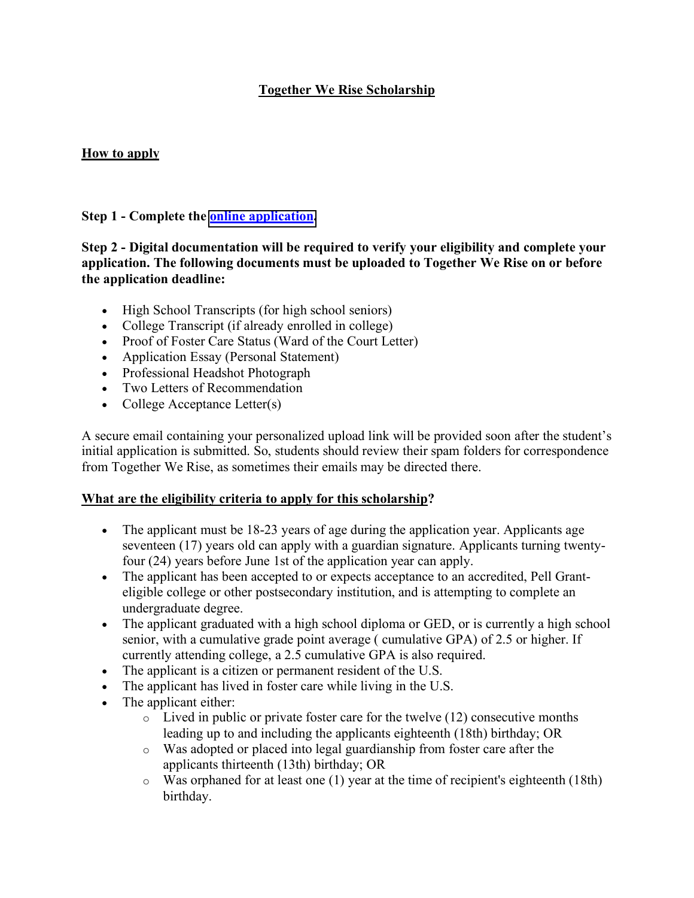# Together We Rise Scholarship

## How to apply

**Step 1 - Complete the [online application](online application).**

**Step 2 - Digital documentation will be required to verify your eligibility and complete your application. The following documents must be uploaded to Together We Rise on or before the application deadline:**

- High School Transcripts (for high school seniors)
- College Transcript (if already enrolled in college)
- Proof of Foster Care Status (Ward of the Court Letter)
- Application Essay (Personal Statement)
- Professional Headshot Photograph
- Two Letters of Recommendation
- College Acceptance Letter(s)

A secure email containing your personalized upload link will be provided soon after the student's initial application is submitted. So, students should review their spam folders for correspondence from Together We Rise, as sometimes their emails may be directed there.

## What are the eligibility criteria to apply for this scholarship?

- The applicant must be 18-23 years of age during the application year. Applicants age seventeen (17) years old can apply with a guardian signature. Applicants turning twenty-four (24) years before June 1st of the application year can apply.
- The applicant has been accepted to or expects acceptance to an accredited, Pell Grant-eligible college or other postsecondary institution, and is attempting to complete an undergraduate degree.
- The applicant graduated with a high school diploma or GED, or is currently a high school senior, with a cumulative grade point average ( cumulative GPA) of 2.5 or higher. If currently attending college, a 2.5 cumulative GPA is also required.
- The applicant is a citizen or permanent resident of the U.S.
- The applicant has lived in foster care while living in the U.S.
- The applicant either:
  - Lived in public or private foster care for the twelve (12) consecutive months leading up to and including the applicants eighteenth (18th) birthday; OR
  - Was adopted or placed into legal guardianship from foster care after the applicants thirteenth (13th) birthday; OR
  - Was orphaned for at least one (1) year at the time of recipient's eighteenth (18th) birthday.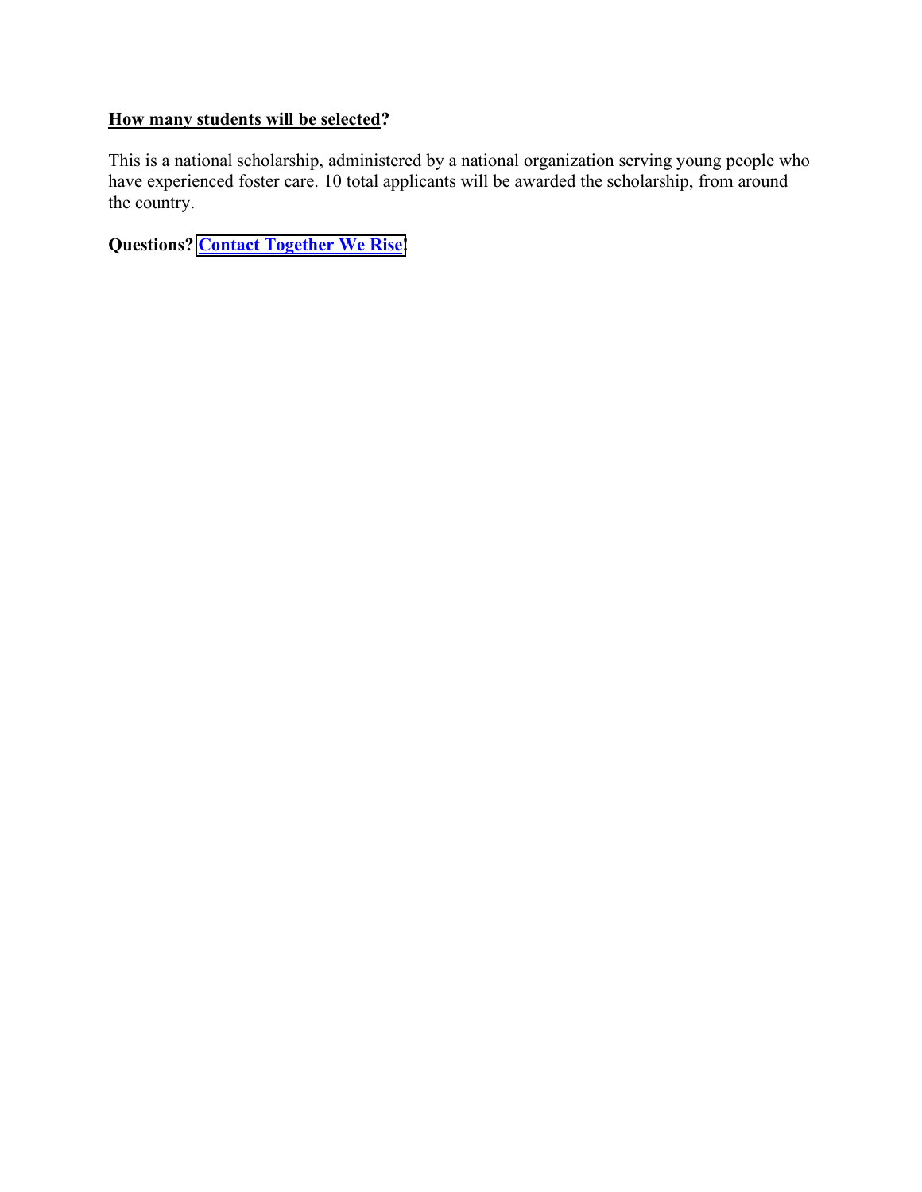**<u>How many students will be selected</u>?**

This is a national scholarship, administered by a national organization serving young people who have experienced foster care. 10 total applicants will be awarded the scholarship, from around the country.

**Questions? <u>Contact Together We Rise</u>!**